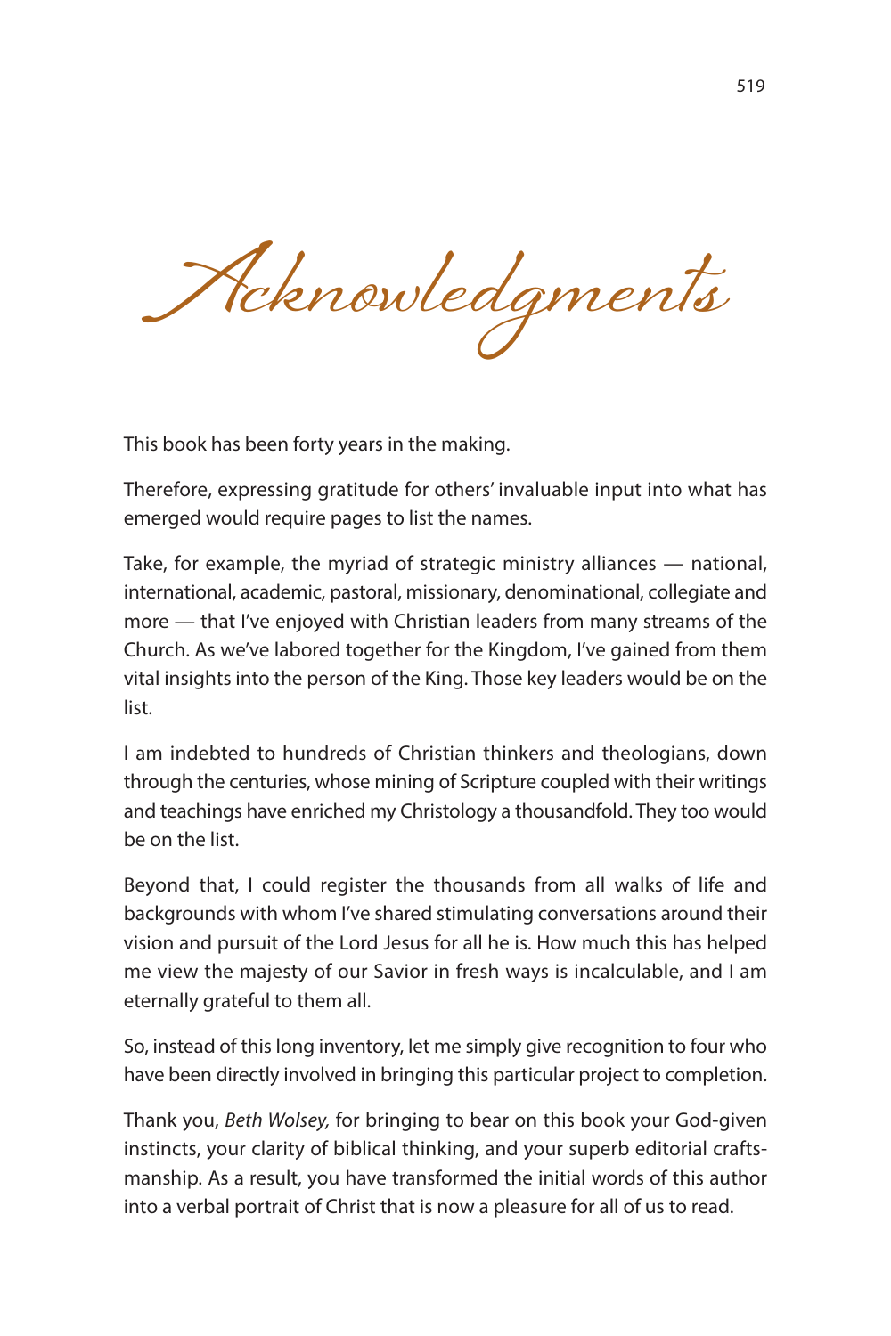# Acknowledgments

This book has been forty years in the making.

Therefore, expressing gratitude for others' invaluable input into what has emerged would require pages to list the names.

Take, for example, the myriad of strategic ministry alliances — national, international, academic, pastoral, missionary, denominational, collegiate and more — that I've enjoyed with Christian leaders from many streams of the Church. As we've labored together for the Kingdom, I've gained from them vital insights into the person of the King. Those key leaders would be on the list.

I am indebted to hundreds of Christian thinkers and theologians, down through the centuries, whose mining of Scripture coupled with their writings and teachings have enriched my Christology a thousandfold. They too would be on the list.

Beyond that, I could register the thousands from all walks of life and backgrounds with whom I've shared stimulating conversations around their vision and pursuit of the Lord Jesus for all he is. How much this has helped me view the majesty of our Savior in fresh ways is incalculable, and I am eternally grateful to them all.

So, instead of this long inventory, let me simply give recognition to four who have been directly involved in bringing this particular project to completion.

Thank you, *Beth Wolsey,* for bringing to bear on this book your God-given instincts, your clarity of biblical thinking, and your superb editorial craftsmanship. As a result, you have transformed the initial words of this author into a verbal portrait of Christ that is now a pleasure for all of us to read.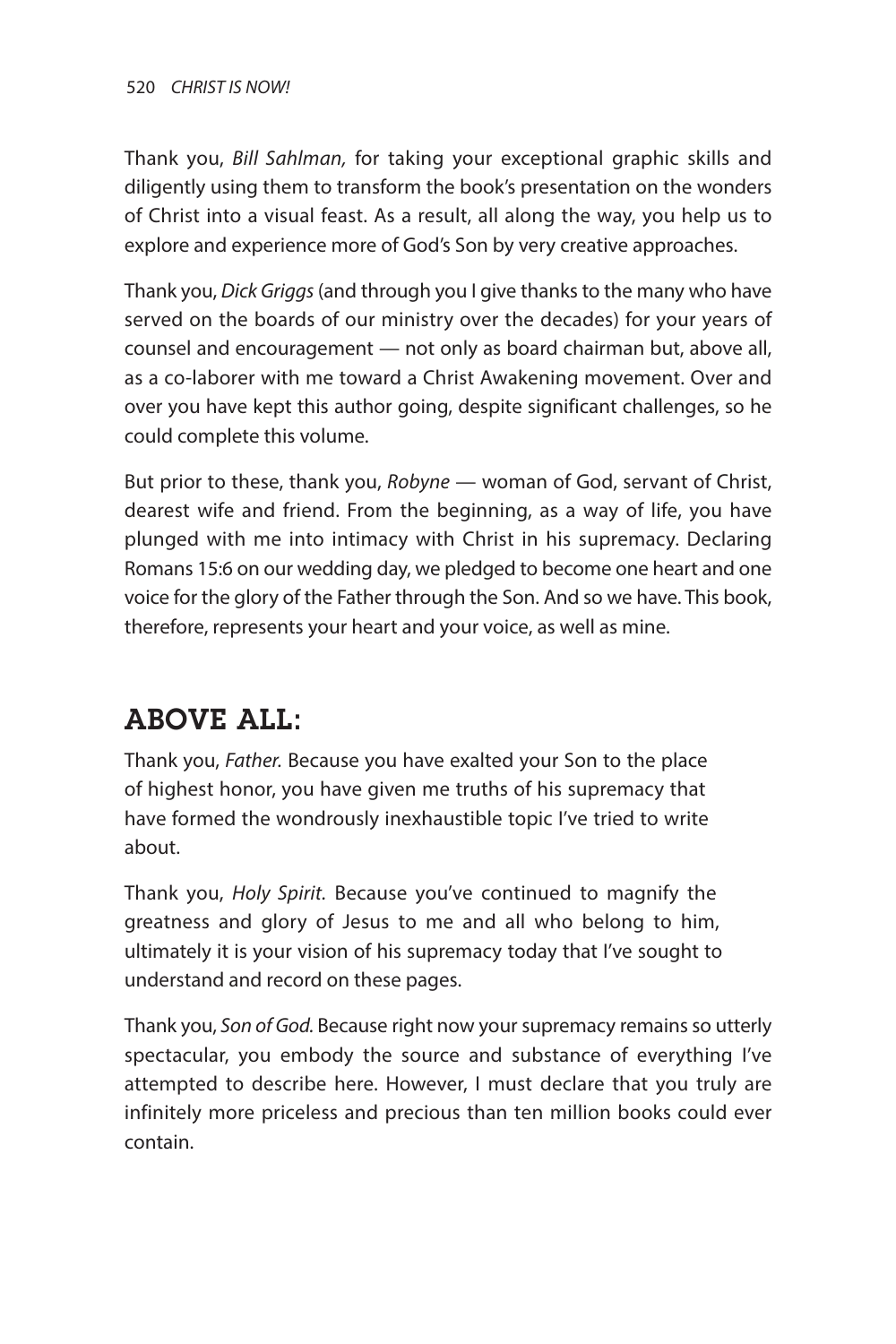Thank you, *Bill Sahlman,* for taking your exceptional graphic skills and diligently using them to transform the book's presentation on the wonders of Christ into a visual feast. As a result, all along the way, you help us to explore and experience more of God's Son by very creative approaches.

Thank you, *Dick Griggs* (and through you I give thanks to the many who have served on the boards of our ministry over the decades) for your years of counsel and encouragement — not only as board chairman but, above all, as a co-laborer with me toward a Christ Awakening movement. Over and over you have kept this author going, despite significant challenges, so he could complete this volume.

But prior to these, thank you, *Robyne* — woman of God, servant of Christ, dearest wife and friend. From the beginning, as a way of life, you have plunged with me into intimacy with Christ in his supremacy. Declaring Romans 15:6 on our wedding day, we pledged to become one heart and one voice for the glory of the Father through the Son. And so we have. This book, therefore, represents your heart and your voice, as well as mine.

## ABOVE ALL:

Thank you, *Father.* Because you have exalted your Son to the place of highest honor, you have given me truths of his supremacy that have formed the wondrously inexhaustible topic I've tried to write about.

Thank you, *Holy Spirit.* Because you've continued to magnify the greatness and glory of Jesus to me and all who belong to him, ultimately it is your vision of his supremacy today that I've sought to understand and record on these pages.

Thank you, *Son of God.* Because right now your supremacy remains so utterly spectacular, you embody the source and substance of everything I've attempted to describe here. However, I must declare that you truly are infinitely more priceless and precious than ten million books could ever contain.